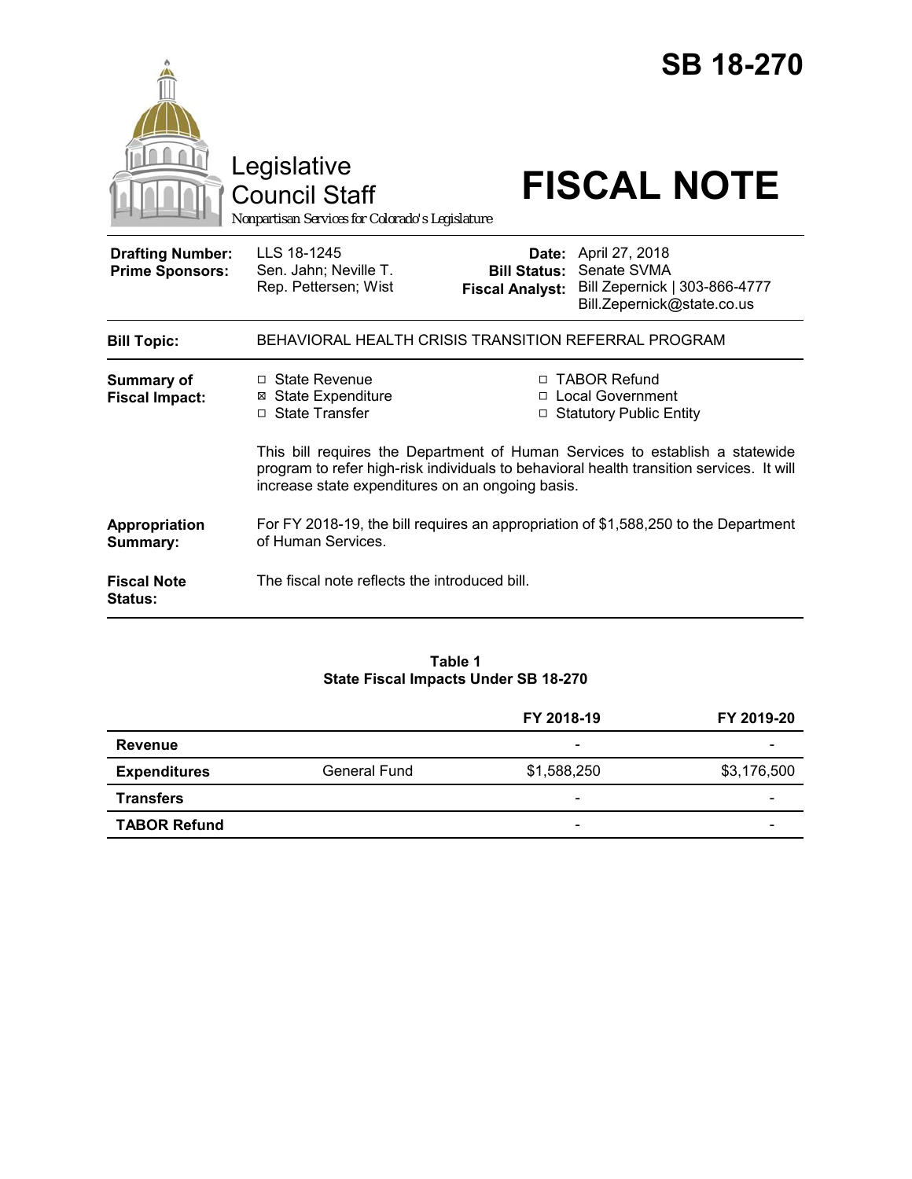# SB 18-270

Legislative Council Staff

*Nonpartisan Services for Colorado's Legislature*

# FISCAL NOTE

| | | | |
|---|---|---|---|
| **Drafting Number:** | LLS 18-1245 | **Date:** | April 27, 2018 |
| **Prime Sponsors:** | Sen. Jahn; Neville T.<br>Rep. Pettersen; Wist | **Bill Status:** | Senate SVMA |
| | | **Fiscal Analyst:** | Bill Zepernick \| 303-866-4777<br>Bill.Zepernick@state.co.us |

| | |
|---|---|
| **Bill Topic:** | BEHAVIORAL HEALTH CRISIS TRANSITION REFERRAL PROGRAM |
| **Summary of Fiscal Impact:** | ☐ State Revenue<br>☒ State Expenditure<br>☐ State Transfer<br>☐ TABOR Refund<br>☐ Local Government<br>☐ Statutory Public Entity<br><br>This bill requires the Department of Human Services to establish a statewide program to refer high-risk individuals to behavioral health transition services. It will increase state expenditures on an ongoing basis. |
| **Appropriation Summary:** | For FY 2018-19, the bill requires an appropriation of $1,588,250 to the Department of Human Services. |
| **Fiscal Note Status:** | The fiscal note reflects the introduced bill. |

**Table 1**
**State Fiscal Impacts Under SB 18-270**

| | | FY 2018-19 | FY 2019-20 |
|---|---|---|---|
| **Revenue** | | - | - |
| **Expenditures** | General Fund | $1,588,250 | $3,176,500 |
| **Transfers** | | - | - |
| **TABOR Refund** | | - | - |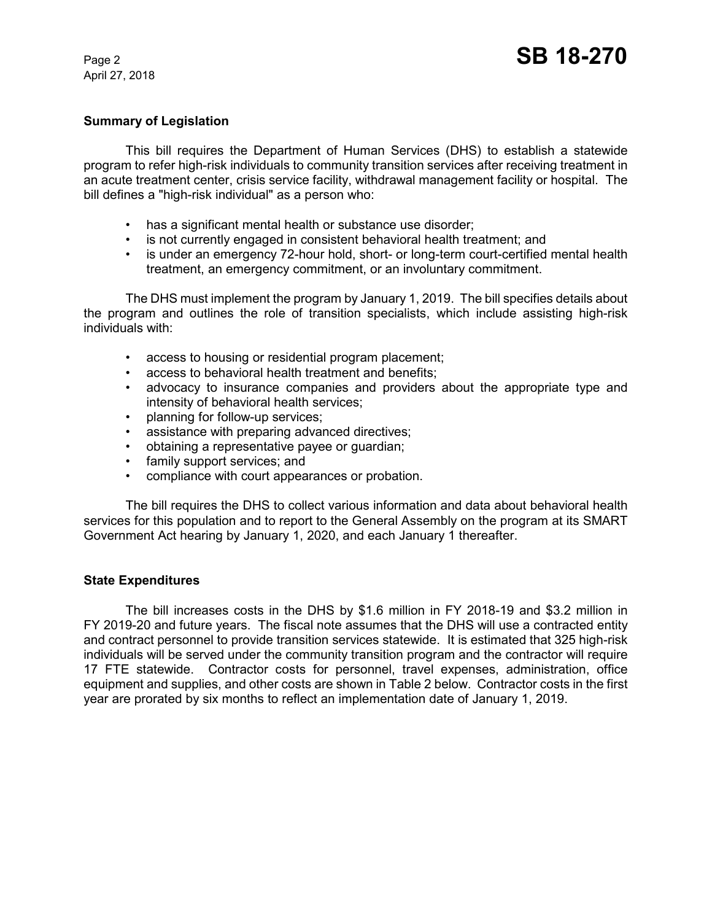## Summary of Legislation

This bill requires the Department of Human Services (DHS) to establish a statewide program to refer high-risk individuals to community transition services after receiving treatment in an acute treatment center, crisis service facility, withdrawal management facility or hospital. The bill defines a "high-risk individual" as a person who:

- has a significant mental health or substance use disorder;
- is not currently engaged in consistent behavioral health treatment; and
- is under an emergency 72-hour hold, short- or long-term court-certified mental health treatment, an emergency commitment, or an involuntary commitment.

The DHS must implement the program by January 1, 2019. The bill specifies details about the program and outlines the role of transition specialists, which include assisting high-risk individuals with:

- access to housing or residential program placement;
- access to behavioral health treatment and benefits;
- advocacy to insurance companies and providers about the appropriate type and intensity of behavioral health services;
- planning for follow-up services;
- assistance with preparing advanced directives;
- obtaining a representative payee or guardian;
- family support services; and
- compliance with court appearances or probation.

The bill requires the DHS to collect various information and data about behavioral health services for this population and to report to the General Assembly on the program at its SMART Government Act hearing by January 1, 2020, and each January 1 thereafter.

## State Expenditures

The bill increases costs in the DHS by $1.6 million in FY 2018-19 and $3.2 million in FY 2019-20 and future years. The fiscal note assumes that the DHS will use a contracted entity and contract personnel to provide transition services statewide. It is estimated that 325 high-risk individuals will be served under the community transition program and the contractor will require 17 FTE statewide. Contractor costs for personnel, travel expenses, administration, office equipment and supplies, and other costs are shown in Table 2 below. Contractor costs in the first year are prorated by six months to reflect an implementation date of January 1, 2019.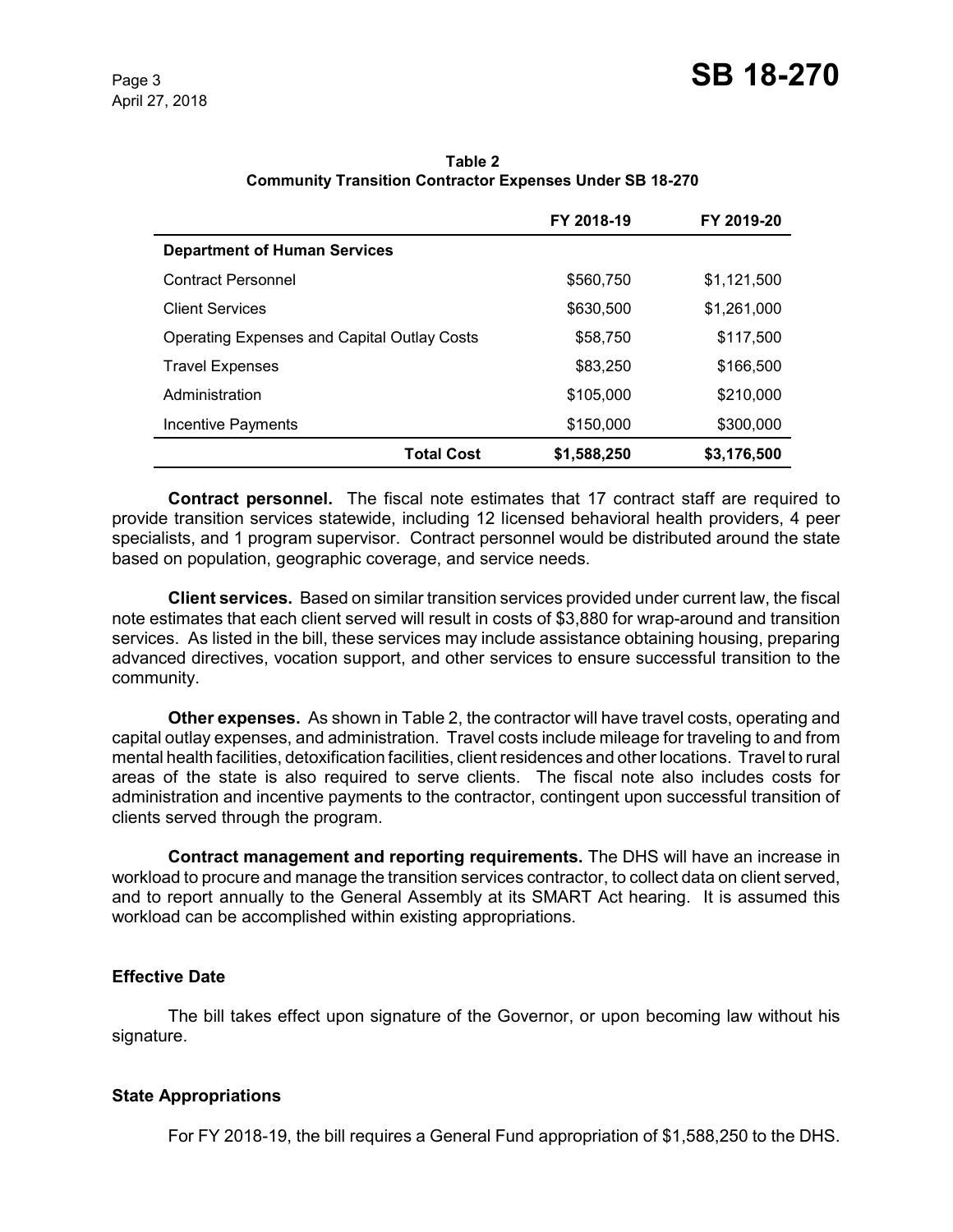**Table 2**
**Community Transition Contractor Expenses Under SB 18-270**

| | FY 2018-19 | FY 2019-20 |
|---|---|---|
| **Department of Human Services** | | |
| Contract Personnel | $560,750 | $1,121,500 |
| Client Services | $630,500 | $1,261,000 |
| Operating Expenses and Capital Outlay Costs | $58,750 | $117,500 |
| Travel Expenses | $83,250 | $166,500 |
| Administration | $105,000 | $210,000 |
| Incentive Payments | $150,000 | $300,000 |
| **Total Cost** | **$1,588,250** | **$3,176,500** |

**Contract personnel.** The fiscal note estimates that 17 contract staff are required to provide transition services statewide, including 12 licensed behavioral health providers, 4 peer specialists, and 1 program supervisor. Contract personnel would be distributed around the state based on population, geographic coverage, and service needs.

**Client services.** Based on similar transition services provided under current law, the fiscal note estimates that each client served will result in costs of $3,880 for wrap-around and transition services. As listed in the bill, these services may include assistance obtaining housing, preparing advanced directives, vocation support, and other services to ensure successful transition to the community.

**Other expenses.** As shown in Table 2, the contractor will have travel costs, operating and capital outlay expenses, and administration. Travel costs include mileage for traveling to and from mental health facilities, detoxification facilities, client residences and other locations. Travel to rural areas of the state is also required to serve clients. The fiscal note also includes costs for administration and incentive payments to the contractor, contingent upon successful transition of clients served through the program.

**Contract management and reporting requirements.** The DHS will have an increase in workload to procure and manage the transition services contractor, to collect data on client served, and to report annually to the General Assembly at its SMART Act hearing. It is assumed this workload can be accomplished within existing appropriations.

## Effective Date

The bill takes effect upon signature of the Governor, or upon becoming law without his signature.

## State Appropriations

For FY 2018-19, the bill requires a General Fund appropriation of $1,588,250 to the DHS.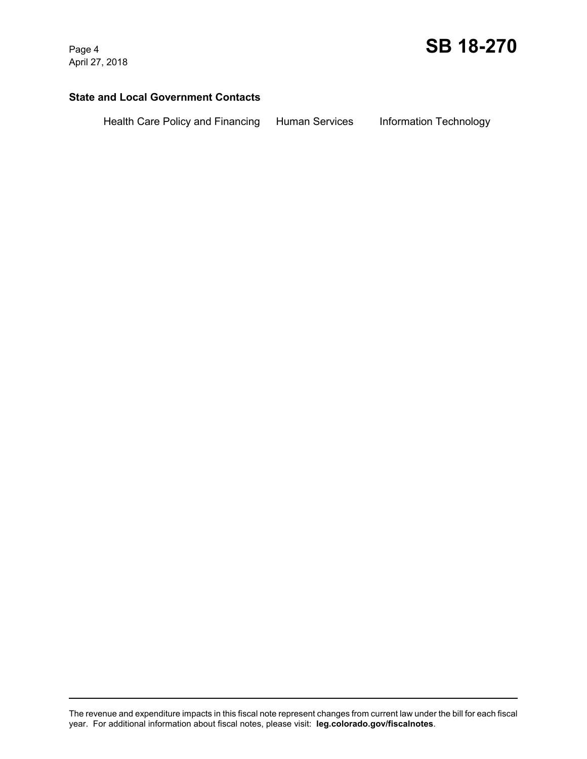**State and Local Government Contacts**

Health Care Policy and Financing     Human Services     Information Technology

The revenue and expenditure impacts in this fiscal note represent changes from current law under the bill for each fiscal year. For additional information about fiscal notes, please visit: **leg.colorado.gov/fiscalnotes**.